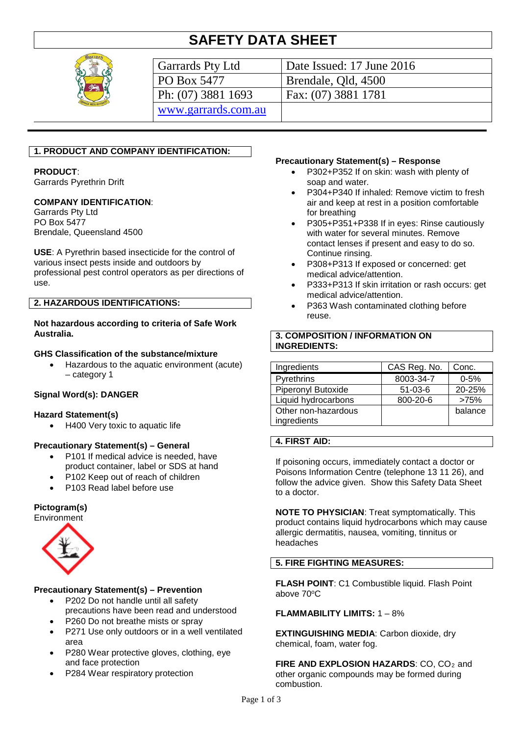# SAFETY DATA SHEET

| Garrards Pty Ltd | Date Issued: 17 June 2016 |
|---|---|
| PO Box 5477 | Brendale, Qld, 4500 |
| Ph: (07) 3881 1693 | Fax: (07) 3881 1781 |
| www.garrards.com.au | |

## 1. PRODUCT AND COMPANY IDENTIFICATION:

**PRODUCT**:
Garrards Pyrethrin Drift

**COMPANY IDENTIFICATION**:
Garrards Pty Ltd
PO Box 5477
Brendale, Queensland 4500

**USE**: A Pyrethrin based insecticide for the control of various insect pests inside and outdoors by professional pest control operators as per directions of use.

## 2. HAZARDOUS IDENTIFICATIONS:

**Not hazardous according to criteria of Safe Work Australia.**

**GHS Classification of the substance/mixture**

- Hazardous to the aquatic environment (acute) – category 1

**Signal Word(s): DANGER**

**Hazard Statement(s)**

- H400 Very toxic to aquatic life

**Precautionary Statement(s) – General**

- P101 If medical advice is needed, have product container, label or SDS at hand
- P102 Keep out of reach of children
- P103 Read label before use

**Pictogram(s)**
Environment

**Precautionary Statement(s) – Prevention**

- P202 Do not handle until all safety precautions have been read and understood
- P260 Do not breathe mists or spray
- P271 Use only outdoors or in a well ventilated area
- P280 Wear protective gloves, clothing, eye and face protection
- P284 Wear respiratory protection

**Precautionary Statement(s) – Response**

- P302+P352 If on skin: wash with plenty of soap and water.
- P304+P340 If inhaled: Remove victim to fresh air and keep at rest in a position comfortable for breathing
- P305+P351+P338 If in eyes: Rinse cautiously with water for several minutes. Remove contact lenses if present and easy to do so. Continue rinsing.
- P308+P313 If exposed or concerned: get medical advice/attention.
- P333+P313 If skin irritation or rash occurs: get medical advice/attention.
- P363 Wash contaminated clothing before reuse.

## 3. COMPOSITION / INFORMATION ON INGREDIENTS:

| Ingredients | CAS Reg. No. | Conc. |
|---|---|---|
| Pyrethrins | 8003-34-7 | 0-5% |
| Piperonyl Butoxide | 51-03-6 | 20-25% |
| Liquid hydrocarbons | 800-20-6 | >75% |
| Other non-hazardous ingredients | | balance |

## 4. FIRST AID:

If poisoning occurs, immediately contact a doctor or Poisons Information Centre (telephone 13 11 26), and follow the advice given. Show this Safety Data Sheet to a doctor.

**NOTE TO PHYSICIAN**: Treat symptomatically. This product contains liquid hydrocarbons which may cause allergic dermatitis, nausea, vomiting, tinnitus or headaches

## 5. FIRE FIGHTING MEASURES:

**FLASH POINT**: C1 Combustible liquid. Flash Point above 70°C

**FLAMMABILITY LIMITS:** 1 – 8%

**EXTINGUISHING MEDIA**: Carbon dioxide, dry chemical, foam, water fog.

**FIRE AND EXPLOSION HAZARDS**: CO, $CO_2$ and other organic compounds may be formed during combustion.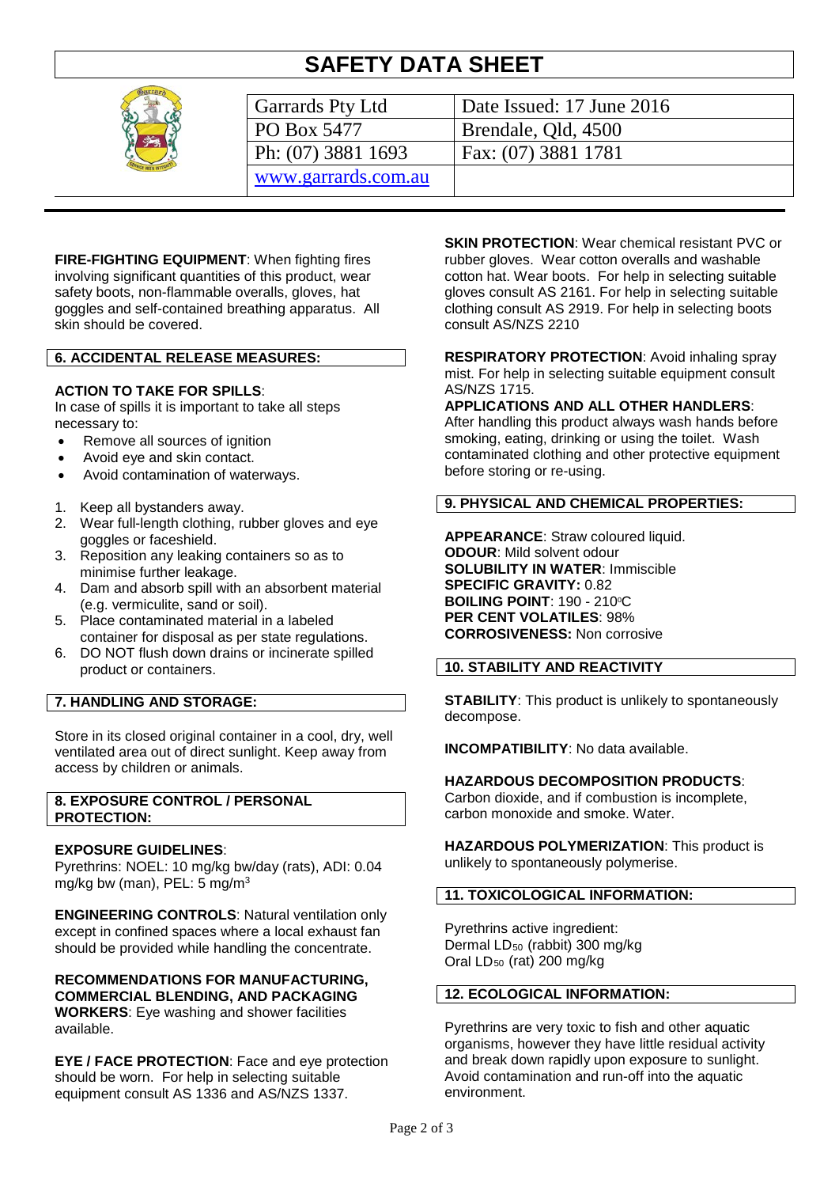# SAFETY DATA SHEET

| Garrards Pty Ltd | Date Issued: 17 June 2016 |
|---|---|
| PO Box 5477 | Brendale, Qld, 4500 |
| Ph: (07) 3881 1693 | Fax: (07) 3881 1781 |
| www.garrards.com.au | |

**FIRE-FIGHTING EQUIPMENT**: When fighting fires involving significant quantities of this product, wear safety boots, non-flammable overalls, gloves, hat goggles and self-contained breathing apparatus. All skin should be covered.

## 6. ACCIDENTAL RELEASE MEASURES:

**ACTION TO TAKE FOR SPILLS**:
In case of spills it is important to take all steps necessary to:

- Remove all sources of ignition
- Avoid eye and skin contact.
- Avoid contamination of waterways.

1. Keep all bystanders away.
2. Wear full-length clothing, rubber gloves and eye goggles or faceshield.
3. Reposition any leaking containers so as to minimise further leakage.
4. Dam and absorb spill with an absorbent material (e.g. vermiculite, sand or soil).
5. Place contaminated material in a labeled container for disposal as per state regulations.
6. DO NOT flush down drains or incinerate spilled product or containers.

## 7. HANDLING AND STORAGE:

Store in its closed original container in a cool, dry, well ventilated area out of direct sunlight. Keep away from access by children or animals.

## 8. EXPOSURE CONTROL / PERSONAL PROTECTION:

**EXPOSURE GUIDELINES**:
Pyrethrins: NOEL: 10 mg/kg bw/day (rats), ADI: 0.04 mg/kg bw (man), PEL: 5 mg/m$^3$

**ENGINEERING CONTROLS**: Natural ventilation only except in confined spaces where a local exhaust fan should be provided while handling the concentrate.

**RECOMMENDATIONS FOR MANUFACTURING, COMMERCIAL BLENDING, AND PACKAGING WORKERS**: Eye washing and shower facilities available.

**EYE / FACE PROTECTION**: Face and eye protection should be worn. For help in selecting suitable equipment consult AS 1336 and AS/NZS 1337.

**SKIN PROTECTION**: Wear chemical resistant PVC or rubber gloves. Wear cotton overalls and washable cotton hat. Wear boots. For help in selecting suitable gloves consult AS 2161. For help in selecting suitable clothing consult AS 2919. For help in selecting boots consult AS/NZS 2210

**RESPIRATORY PROTECTION**: Avoid inhaling spray mist. For help in selecting suitable equipment consult AS/NZS 1715.

**APPLICATIONS AND ALL OTHER HANDLERS**:
After handling this product always wash hands before smoking, eating, drinking or using the toilet. Wash contaminated clothing and other protective equipment before storing or re-using.

## 9. PHYSICAL AND CHEMICAL PROPERTIES:

**APPEARANCE**: Straw coloured liquid.
**ODOUR**: Mild solvent odour
**SOLUBILITY IN WATER**: Immiscible
**SPECIFIC GRAVITY:** 0.82
**BOILING POINT**: 190 - 210$^{\circ}$C
**PER CENT VOLATILES**: 98%
**CORROSIVENESS:** Non corrosive

## 10. STABILITY AND REACTIVITY

**STABILITY**: This product is unlikely to spontaneously decompose.

**INCOMPATIBILITY**: No data available.

**HAZARDOUS DECOMPOSITION PRODUCTS**:
Carbon dioxide, and if combustion is incomplete, carbon monoxide and smoke. Water.

**HAZARDOUS POLYMERIZATION**: This product is unlikely to spontaneously polymerise.

## 11. TOXICOLOGICAL INFORMATION:

Pyrethrins active ingredient:
Dermal $LD_{50}$ (rabbit) 300 mg/kg
Oral $LD_{50}$ (rat) 200 mg/kg

## 12. ECOLOGICAL INFORMATION:

Pyrethrins are very toxic to fish and other aquatic organisms, however they have little residual activity and break down rapidly upon exposure to sunlight. Avoid contamination and run-off into the aquatic environment.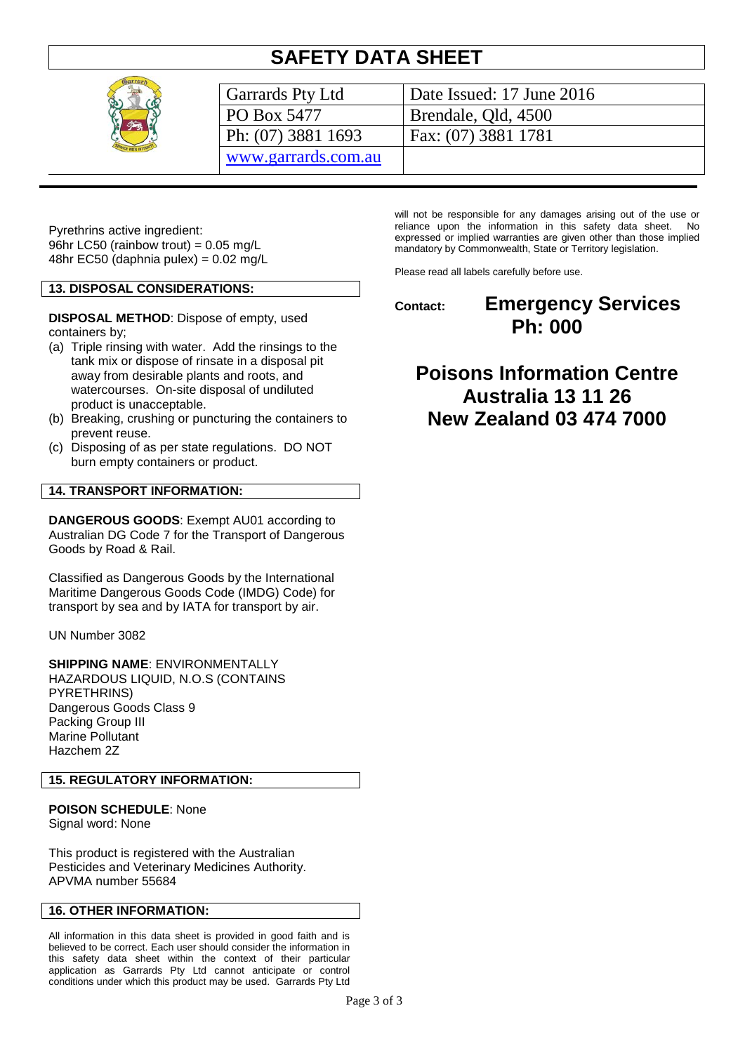# SAFETY DATA SHEET

| | |
|---|---|
| Garrards Pty Ltd | Date Issued: 17 June 2016 |
| PO Box 5477 | Brendale, Qld, 4500 |
| Ph: (07) 3881 1693 | Fax: (07) 3881 1781 |
| www.garrards.com.au | |

Pyrethrins active ingredient:
96hr LC50 (rainbow trout) = 0.05 mg/L
48hr EC50 (daphnia pulex) = 0.02 mg/L

## 13. DISPOSAL CONSIDERATIONS:

**DISPOSAL METHOD**: Dispose of empty, used containers by;

(a) Triple rinsing with water. Add the rinsings to the tank mix or dispose of rinsate in a disposal pit away from desirable plants and roots, and watercourses. On-site disposal of undiluted product is unacceptable.
(b) Breaking, crushing or puncturing the containers to prevent reuse.
(c) Disposing of as per state regulations. DO NOT burn empty containers or product.

## 14. TRANSPORT INFORMATION:

**DANGEROUS GOODS**: Exempt AU01 according to Australian DG Code 7 for the Transport of Dangerous Goods by Road & Rail.

Classified as Dangerous Goods by the International Maritime Dangerous Goods Code (IMDG) Code) for transport by sea and by IATA for transport by air.

UN Number 3082

**SHIPPING NAME**: ENVIRONMENTALLY HAZARDOUS LIQUID, N.O.S (CONTAINS PYRETHRINS)
Dangerous Goods Class 9
Packing Group III
Marine Pollutant
Hazchem 2Z

## 15. REGULATORY INFORMATION:

**POISON SCHEDULE**: None
Signal word: None

This product is registered with the Australian Pesticides and Veterinary Medicines Authority.
APVMA number 55684

## 16. OTHER INFORMATION:

All information in this data sheet is provided in good faith and is believed to be correct. Each user should consider the information in this safety data sheet within the context of their particular application as Garrards Pty Ltd cannot anticipate or control conditions under which this product may be used. Garrards Pty Ltd will not be responsible for any damages arising out of the use or reliance upon the information in this safety data sheet. No expressed or implied warranties are given other than those implied mandatory by Commonwealth, State or Territory legislation.

Please read all labels carefully before use.

**Contact:** **Emergency Services Ph: 000**

## Poisons Information Centre
## Australia 13 11 26
## New Zealand 03 474 7000